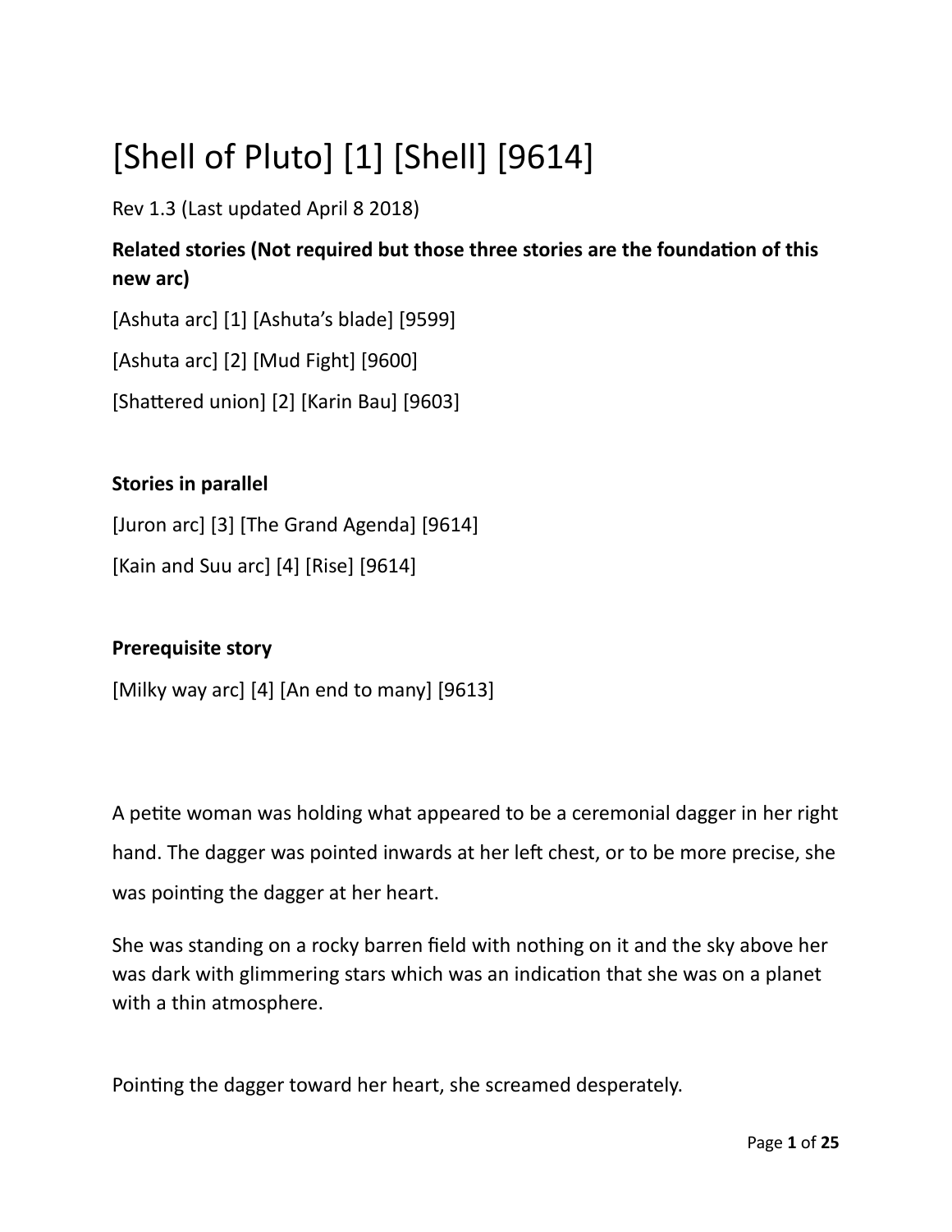# [Shell of Pluto] [1] [Shell] [9614]

Rev 1.3 (Last updated April 8 2018)

**Related stories (Not required but those three stories are the foundation of this new arc)**

[Ashuta arc] [1] [Ashuta's blade] [9599]

[Ashuta arc] [2] [Mud Fight] [9600]

[Shattered union] [2] [Karin Bau] [9603]

**Stories in parallel**

[Juron arc] [3] [The Grand Agenda] [9614]

[Kain and Suu arc] [4] [Rise] [9614]

**Prerequisite story**

[Milky way arc] [4] [An end to many] [9613]

A petite woman was holding what appeared to be a ceremonial dagger in her right hand. The dagger was pointed inwards at her left chest, or to be more precise, she was pointing the dagger at her heart.

She was standing on a rocky barren field with nothing on it and the sky above her was dark with glimmering stars which was an indication that she was on a planet with a thin atmosphere.

Pointing the dagger toward her heart, she screamed desperately.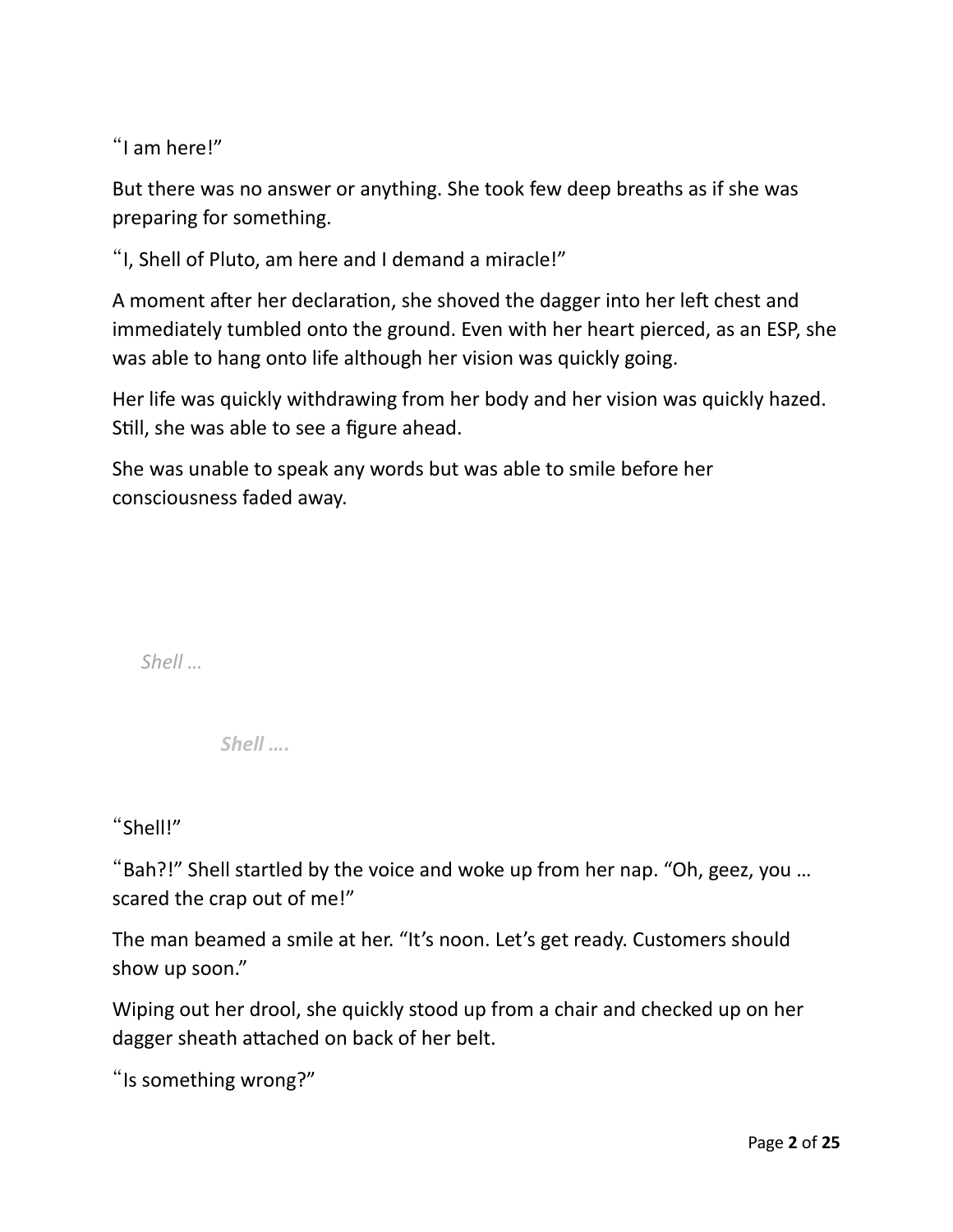“I am here!”

But there was no answer or anything. She took few deep breaths as if she was preparing for something.

“I, Shell of Pluto, am here and I demand a miracle!”

A moment after her declaration, she shoved the dagger into her left chest and immediately tumbled onto the ground. Even with her heart pierced, as an ESP, she was able to hang onto life although her vision was quickly going.

Her life was quickly withdrawing from her body and her vision was quickly hazed. Still, she was able to see a figure ahead.

She was unable to speak any words but was able to smile before her consciousness faded away.

*Shell …*

***Shell ….***

“Shell!”

“Bah?!” Shell startled by the voice and woke up from her nap. “Oh, geez, you … scared the crap out of me!”

The man beamed a smile at her. “It’s noon. Let’s get ready. Customers should show up soon.”

Wiping out her drool, she quickly stood up from a chair and checked up on her dagger sheath attached on back of her belt.

“Is something wrong?”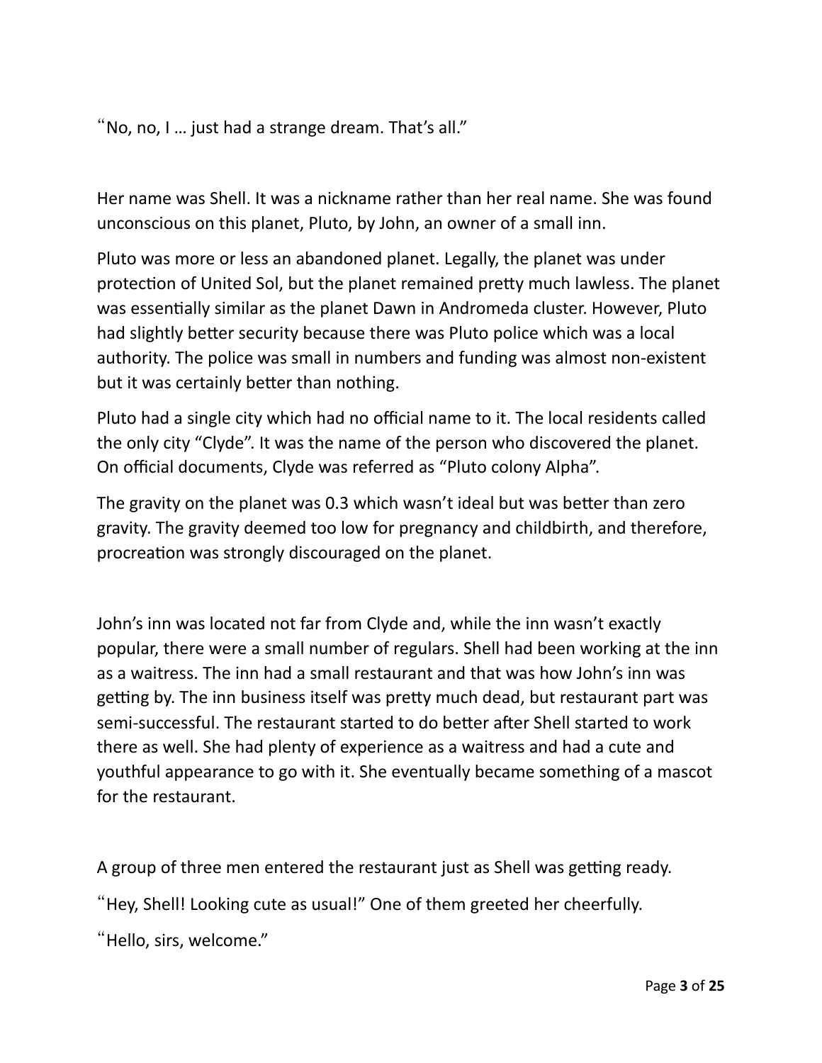"No, no, I … just had a strange dream. That's all."

Her name was Shell. It was a nickname rather than her real name. She was found unconscious on this planet, Pluto, by John, an owner of a small inn.

Pluto was more or less an abandoned planet. Legally, the planet was under protection of United Sol, but the planet remained pretty much lawless. The planet was essentially similar as the planet Dawn in Andromeda cluster. However, Pluto had slightly better security because there was Pluto police which was a local authority. The police was small in numbers and funding was almost non-existent but it was certainly better than nothing.

Pluto had a single city which had no official name to it. The local residents called the only city "Clyde". It was the name of the person who discovered the planet. On official documents, Clyde was referred as "Pluto colony Alpha".

The gravity on the planet was 0.3 which wasn't ideal but was better than zero gravity. The gravity deemed too low for pregnancy and childbirth, and therefore, procreation was strongly discouraged on the planet.

John's inn was located not far from Clyde and, while the inn wasn't exactly popular, there were a small number of regulars. Shell had been working at the inn as a waitress. The inn had a small restaurant and that was how John's inn was getting by. The inn business itself was pretty much dead, but restaurant part was semi-successful. The restaurant started to do better after Shell started to work there as well. She had plenty of experience as a waitress and had a cute and youthful appearance to go with it. She eventually became something of a mascot for the restaurant.

A group of three men entered the restaurant just as Shell was getting ready.

"Hey, Shell! Looking cute as usual!" One of them greeted her cheerfully.

"Hello, sirs, welcome."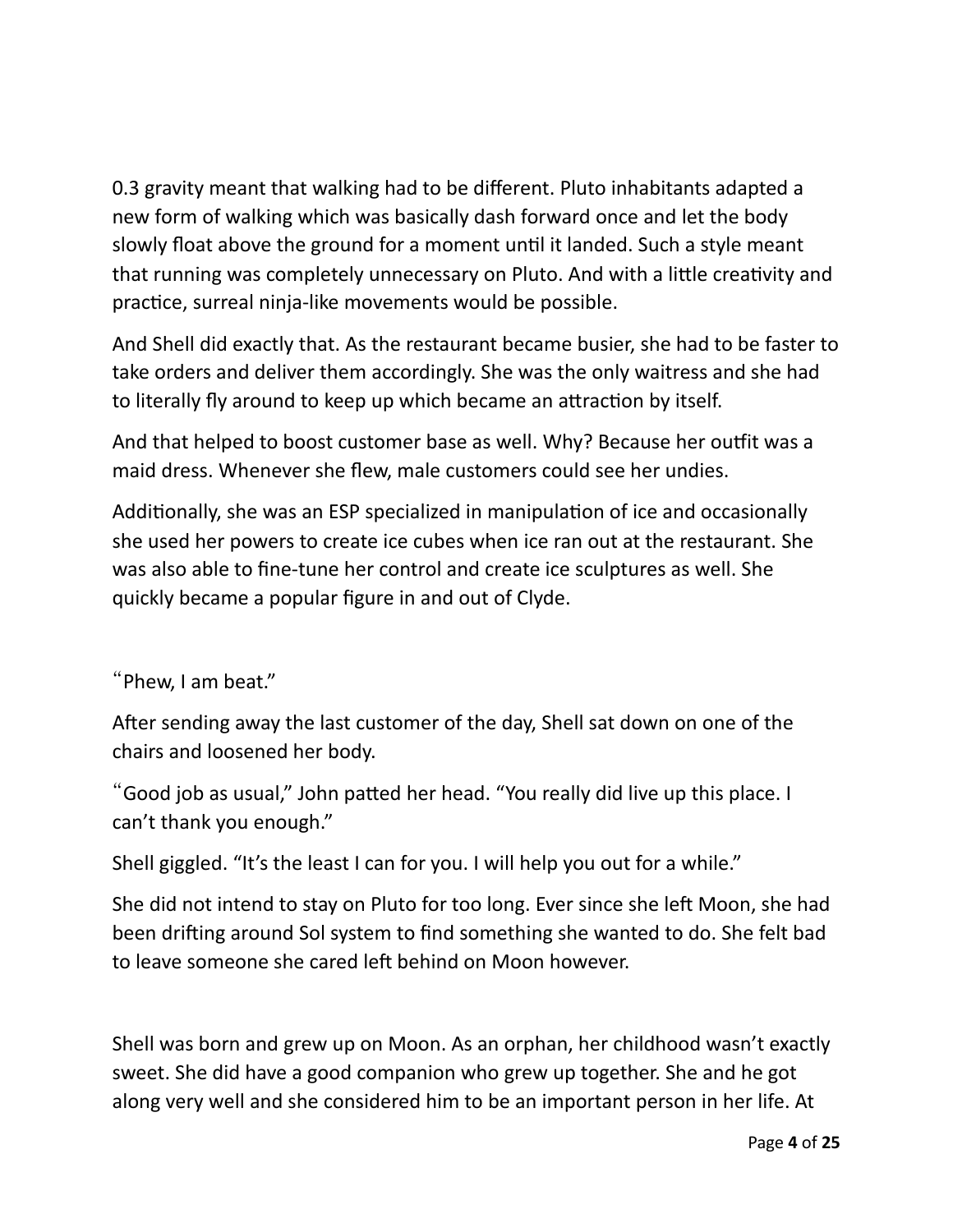0.3 gravity meant that walking had to be different. Pluto inhabitants adapted a new form of walking which was basically dash forward once and let the body slowly float above the ground for a moment until it landed. Such a style meant that running was completely unnecessary on Pluto. And with a little creativity and practice, surreal ninja-like movements would be possible.

And Shell did exactly that. As the restaurant became busier, she had to be faster to take orders and deliver them accordingly. She was the only waitress and she had to literally fly around to keep up which became an attraction by itself.

And that helped to boost customer base as well. Why? Because her outfit was a maid dress. Whenever she flew, male customers could see her undies.

Additionally, she was an ESP specialized in manipulation of ice and occasionally she used her powers to create ice cubes when ice ran out at the restaurant. She was also able to fine-tune her control and create ice sculptures as well. She quickly became a popular figure in and out of Clyde.

“Phew, I am beat.”

After sending away the last customer of the day, Shell sat down on one of the chairs and loosened her body.

“Good job as usual,” John patted her head. “You really did live up this place. I can’t thank you enough.”

Shell giggled. “It’s the least I can for you. I will help you out for a while.”

She did not intend to stay on Pluto for too long. Ever since she left Moon, she had been drifting around Sol system to find something she wanted to do. She felt bad to leave someone she cared left behind on Moon however.

Shell was born and grew up on Moon. As an orphan, her childhood wasn’t exactly sweet. She did have a good companion who grew up together. She and he got along very well and she considered him to be an important person in her life. At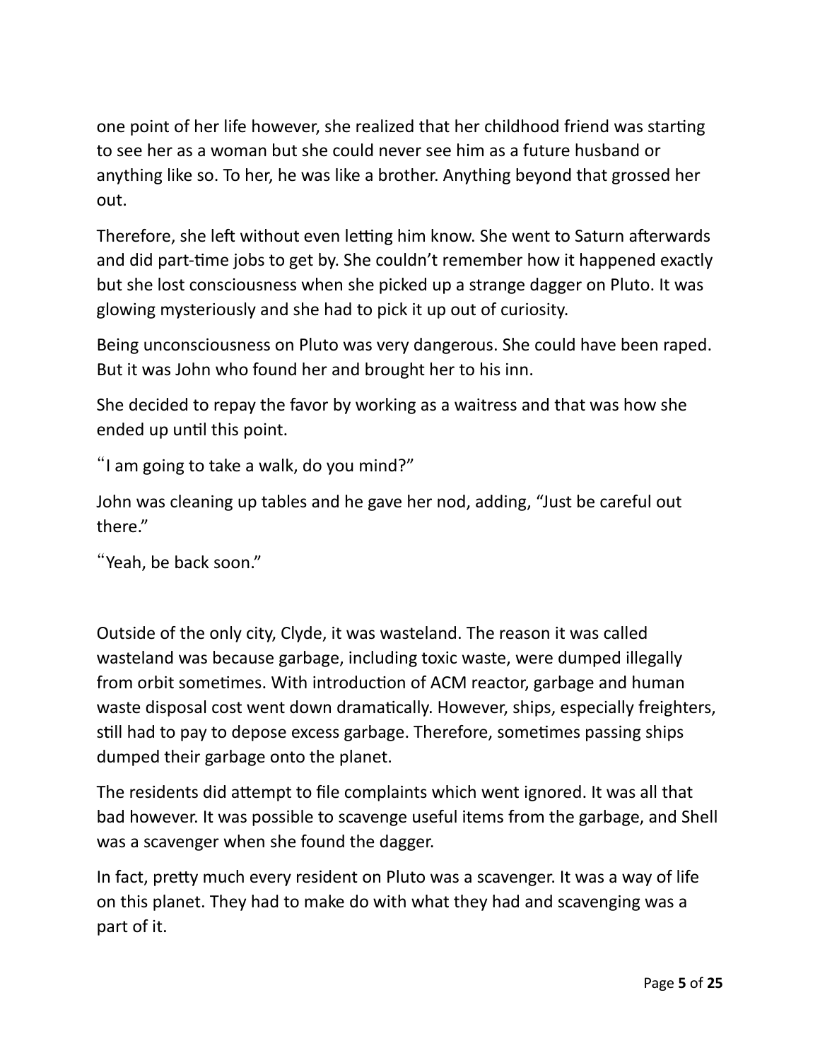one point of her life however, she realized that her childhood friend was starting to see her as a woman but she could never see him as a future husband or anything like so. To her, he was like a brother. Anything beyond that grossed her out.

Therefore, she left without even letting him know. She went to Saturn afterwards and did part-time jobs to get by. She couldn't remember how it happened exactly but she lost consciousness when she picked up a strange dagger on Pluto. It was glowing mysteriously and she had to pick it up out of curiosity.

Being unconsciousness on Pluto was very dangerous. She could have been raped. But it was John who found her and brought her to his inn.

She decided to repay the favor by working as a waitress and that was how she ended up until this point.

"I am going to take a walk, do you mind?"

John was cleaning up tables and he gave her nod, adding, "Just be careful out there."

"Yeah, be back soon."

Outside of the only city, Clyde, it was wasteland. The reason it was called wasteland was because garbage, including toxic waste, were dumped illegally from orbit sometimes. With introduction of ACM reactor, garbage and human waste disposal cost went down dramatically. However, ships, especially freighters, still had to pay to depose excess garbage. Therefore, sometimes passing ships dumped their garbage onto the planet.

The residents did attempt to file complaints which went ignored. It was all that bad however. It was possible to scavenge useful items from the garbage, and Shell was a scavenger when she found the dagger.

In fact, pretty much every resident on Pluto was a scavenger. It was a way of life on this planet. They had to make do with what they had and scavenging was a part of it.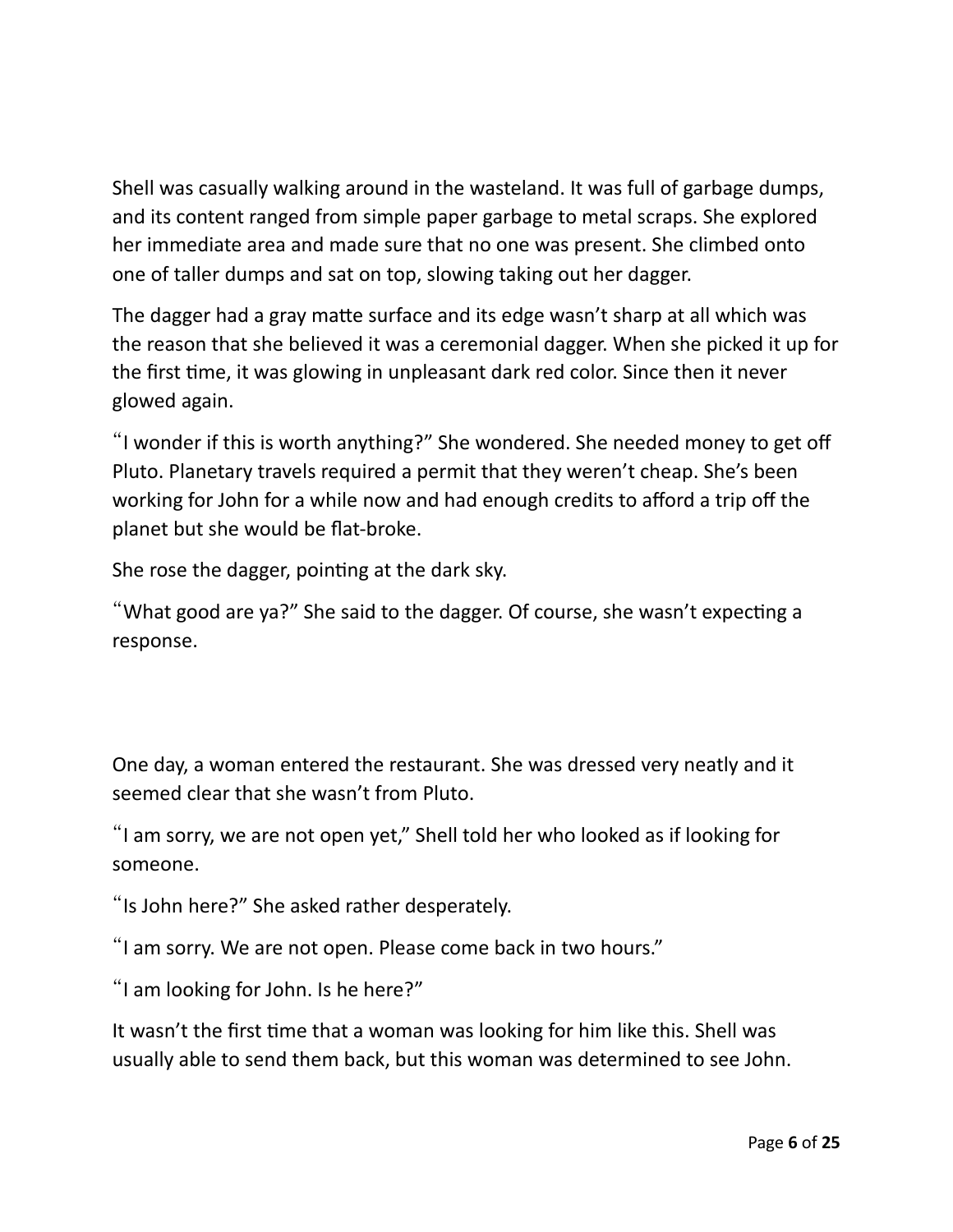Shell was casually walking around in the wasteland. It was full of garbage dumps, and its content ranged from simple paper garbage to metal scraps. She explored her immediate area and made sure that no one was present. She climbed onto one of taller dumps and sat on top, slowing taking out her dagger.

The dagger had a gray matte surface and its edge wasn't sharp at all which was the reason that she believed it was a ceremonial dagger. When she picked it up for the first time, it was glowing in unpleasant dark red color. Since then it never glowed again.

"I wonder if this is worth anything?" She wondered. She needed money to get off Pluto. Planetary travels required a permit that they weren't cheap. She's been working for John for a while now and had enough credits to afford a trip off the planet but she would be flat-broke.

She rose the dagger, pointing at the dark sky.

"What good are ya?" She said to the dagger. Of course, she wasn't expecting a response.

One day, a woman entered the restaurant. She was dressed very neatly and it seemed clear that she wasn't from Pluto.

"I am sorry, we are not open yet," Shell told her who looked as if looking for someone.

"Is John here?" She asked rather desperately.

"I am sorry. We are not open. Please come back in two hours."

"I am looking for John. Is he here?"

It wasn't the first time that a woman was looking for him like this. Shell was usually able to send them back, but this woman was determined to see John.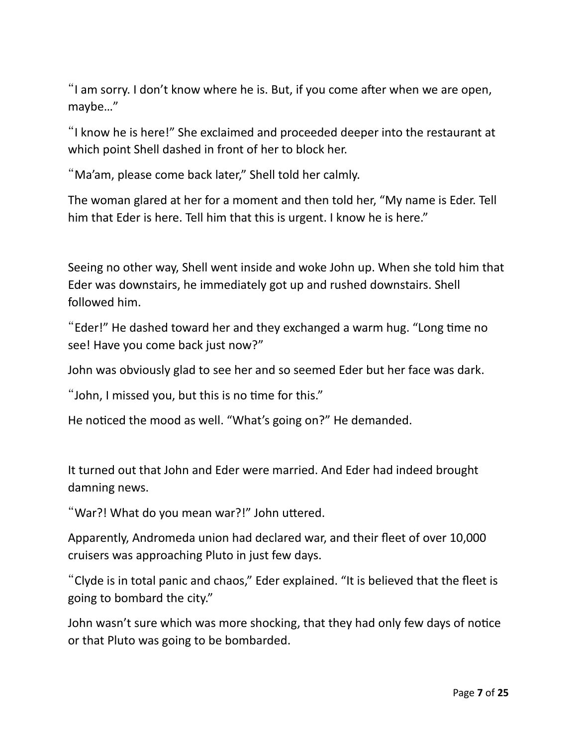"I am sorry. I don't know where he is. But, if you come after when we are open, maybe…"

"I know he is here!" She exclaimed and proceeded deeper into the restaurant at which point Shell dashed in front of her to block her.

"Ma'am, please come back later," Shell told her calmly.

The woman glared at her for a moment and then told her, "My name is Eder. Tell him that Eder is here. Tell him that this is urgent. I know he is here."

Seeing no other way, Shell went inside and woke John up. When she told him that Eder was downstairs, he immediately got up and rushed downstairs. Shell followed him.

"Eder!" He dashed toward her and they exchanged a warm hug. "Long time no see! Have you come back just now?"

John was obviously glad to see her and so seemed Eder but her face was dark.

"John, I missed you, but this is no time for this."

He noticed the mood as well. "What's going on?" He demanded.

It turned out that John and Eder were married. And Eder had indeed brought damning news.

"War?! What do you mean war?!" John uttered.

Apparently, Andromeda union had declared war, and their fleet of over 10,000 cruisers was approaching Pluto in just few days.

"Clyde is in total panic and chaos," Eder explained. "It is believed that the fleet is going to bombard the city."

John wasn't sure which was more shocking, that they had only few days of notice or that Pluto was going to be bombarded.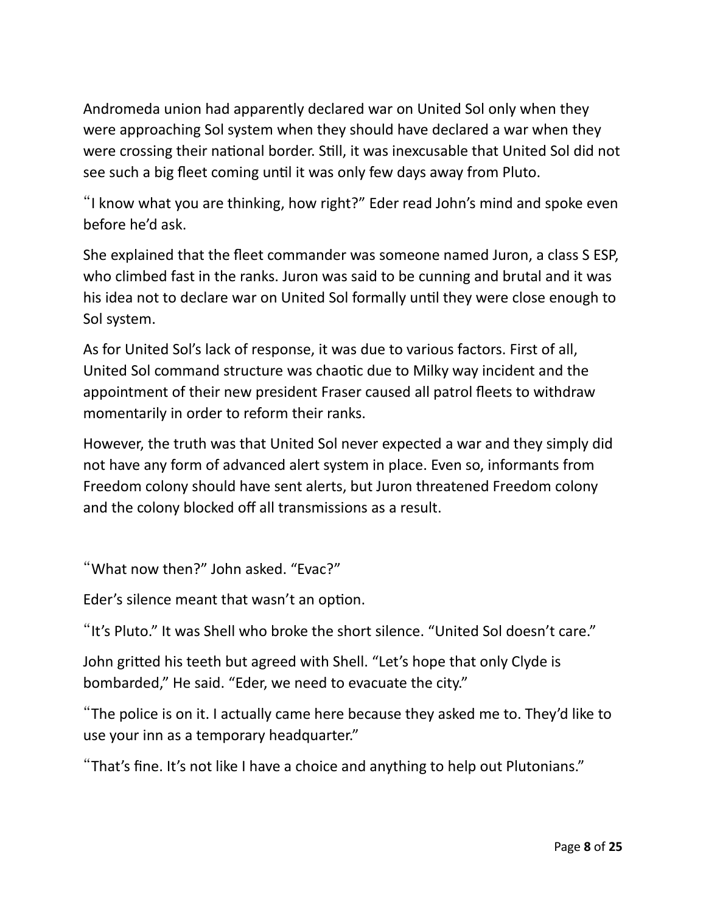Andromeda union had apparently declared war on United Sol only when they were approaching Sol system when they should have declared a war when they were crossing their national border. Still, it was inexcusable that United Sol did not see such a big fleet coming until it was only few days away from Pluto.

“I know what you are thinking, how right?” Eder read John’s mind and spoke even before he’d ask.

She explained that the fleet commander was someone named Juron, a class S ESP, who climbed fast in the ranks. Juron was said to be cunning and brutal and it was his idea not to declare war on United Sol formally until they were close enough to Sol system.

As for United Sol’s lack of response, it was due to various factors. First of all, United Sol command structure was chaotic due to Milky way incident and the appointment of their new president Fraser caused all patrol fleets to withdraw momentarily in order to reform their ranks.

However, the truth was that United Sol never expected a war and they simply did not have any form of advanced alert system in place. Even so, informants from Freedom colony should have sent alerts, but Juron threatened Freedom colony and the colony blocked off all transmissions as a result.

“What now then?” John asked. “Evac?”

Eder’s silence meant that wasn’t an option.

“It’s Pluto.” It was Shell who broke the short silence. “United Sol doesn’t care.”

John gritted his teeth but agreed with Shell. “Let’s hope that only Clyde is bombarded,” He said. “Eder, we need to evacuate the city.”

“The police is on it. I actually came here because they asked me to. They’d like to use your inn as a temporary headquarter.”

“That’s fine. It’s not like I have a choice and anything to help out Plutonians.”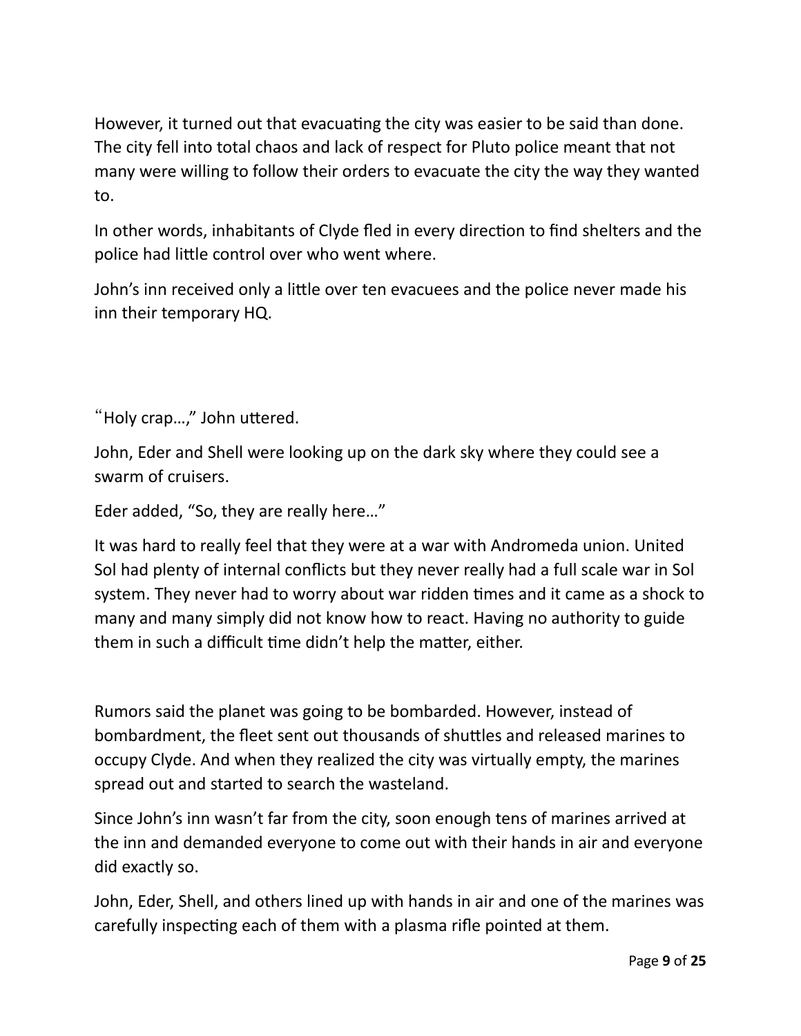However, it turned out that evacuating the city was easier to be said than done. The city fell into total chaos and lack of respect for Pluto police meant that not many were willing to follow their orders to evacuate the city the way they wanted to.

In other words, inhabitants of Clyde fled in every direction to find shelters and the police had little control over who went where.

John's inn received only a little over ten evacuees and the police never made his inn their temporary HQ.

"Holy crap…," John uttered.

John, Eder and Shell were looking up on the dark sky where they could see a swarm of cruisers.

Eder added, "So, they are really here…"

It was hard to really feel that they were at a war with Andromeda union. United Sol had plenty of internal conflicts but they never really had a full scale war in Sol system. They never had to worry about war ridden times and it came as a shock to many and many simply did not know how to react. Having no authority to guide them in such a difficult time didn't help the matter, either.

Rumors said the planet was going to be bombarded. However, instead of bombardment, the fleet sent out thousands of shuttles and released marines to occupy Clyde. And when they realized the city was virtually empty, the marines spread out and started to search the wasteland.

Since John's inn wasn't far from the city, soon enough tens of marines arrived at the inn and demanded everyone to come out with their hands in air and everyone did exactly so.

John, Eder, Shell, and others lined up with hands in air and one of the marines was carefully inspecting each of them with a plasma rifle pointed at them.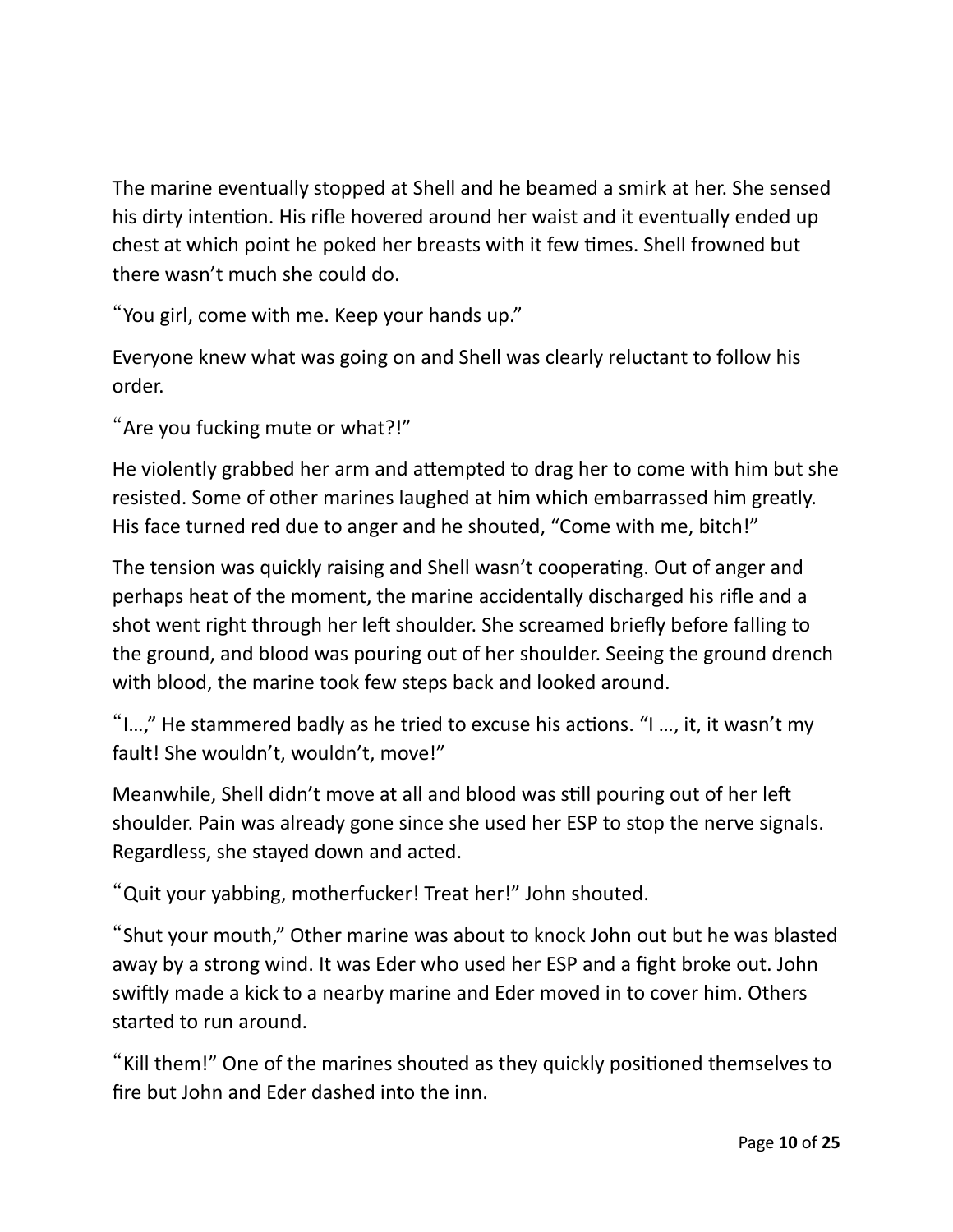The marine eventually stopped at Shell and he beamed a smirk at her. She sensed his dirty intention. His rifle hovered around her waist and it eventually ended up chest at which point he poked her breasts with it few times. Shell frowned but there wasn't much she could do.

"You girl, come with me. Keep your hands up."

Everyone knew what was going on and Shell was clearly reluctant to follow his order.

"Are you fucking mute or what?!"

He violently grabbed her arm and attempted to drag her to come with him but she resisted. Some of other marines laughed at him which embarrassed him greatly. His face turned red due to anger and he shouted, "Come with me, bitch!"

The tension was quickly raising and Shell wasn't cooperating. Out of anger and perhaps heat of the moment, the marine accidentally discharged his rifle and a shot went right through her left shoulder. She screamed briefly before falling to the ground, and blood was pouring out of her shoulder. Seeing the ground drench with blood, the marine took few steps back and looked around.

"I…," He stammered badly as he tried to excuse his actions. "I …, it, it wasn't my fault! She wouldn't, wouldn't, move!"

Meanwhile, Shell didn't move at all and blood was still pouring out of her left shoulder. Pain was already gone since she used her ESP to stop the nerve signals. Regardless, she stayed down and acted.

"Quit your yabbing, motherfucker! Treat her!" John shouted.

"Shut your mouth," Other marine was about to knock John out but he was blasted away by a strong wind. It was Eder who used her ESP and a fight broke out. John swiftly made a kick to a nearby marine and Eder moved in to cover him. Others started to run around.

"Kill them!" One of the marines shouted as they quickly positioned themselves to fire but John and Eder dashed into the inn.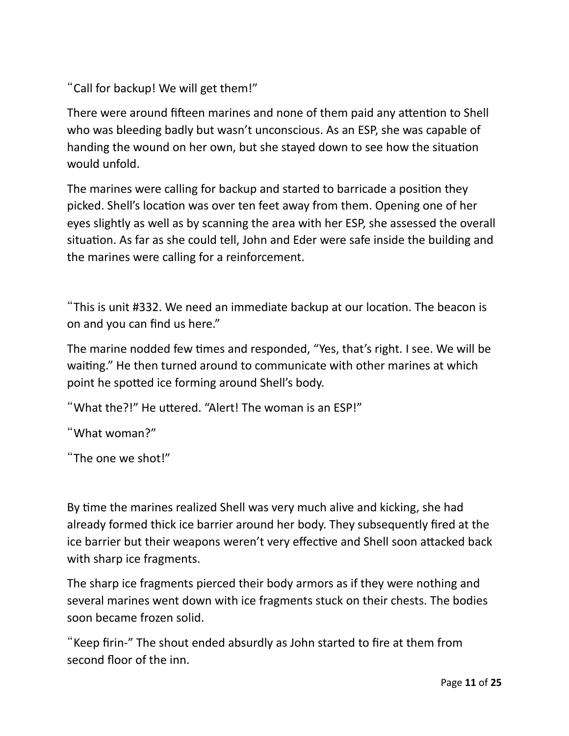“Call for backup! We will get them!”

There were around fifteen marines and none of them paid any attention to Shell who was bleeding badly but wasn’t unconscious. As an ESP, she was capable of handing the wound on her own, but she stayed down to see how the situation would unfold.

The marines were calling for backup and started to barricade a position they picked. Shell’s location was over ten feet away from them. Opening one of her eyes slightly as well as by scanning the area with her ESP, she assessed the overall situation. As far as she could tell, John and Eder were safe inside the building and the marines were calling for a reinforcement.

“This is unit #332. We need an immediate backup at our location. The beacon is on and you can find us here.”

The marine nodded few times and responded, “Yes, that’s right. I see. We will be waiting.” He then turned around to communicate with other marines at which point he spotted ice forming around Shell’s body.

“What the?!” He uttered. “Alert! The woman is an ESP!”

“What woman?”

“The one we shot!”

By time the marines realized Shell was very much alive and kicking, she had already formed thick ice barrier around her body. They subsequently fired at the ice barrier but their weapons weren’t very effective and Shell soon attacked back with sharp ice fragments.

The sharp ice fragments pierced their body armors as if they were nothing and several marines went down with ice fragments stuck on their chests. The bodies soon became frozen solid.

“Keep firin-” The shout ended absurdly as John started to fire at them from second floor of the inn.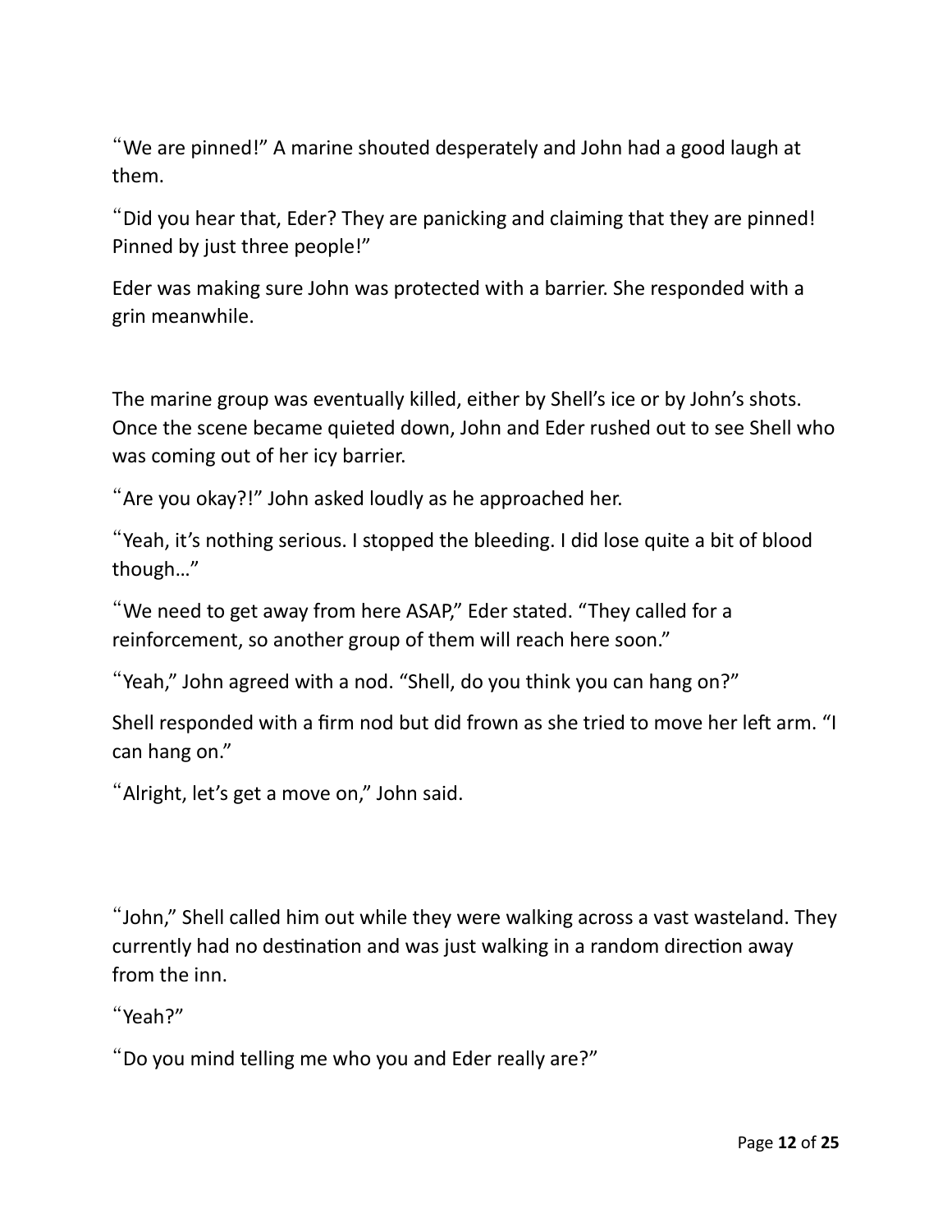"We are pinned!" A marine shouted desperately and John had a good laugh at them.

"Did you hear that, Eder? They are panicking and claiming that they are pinned! Pinned by just three people!"

Eder was making sure John was protected with a barrier. She responded with a grin meanwhile.

The marine group was eventually killed, either by Shell's ice or by John's shots. Once the scene became quieted down, John and Eder rushed out to see Shell who was coming out of her icy barrier.

"Are you okay?!" John asked loudly as he approached her.

"Yeah, it's nothing serious. I stopped the bleeding. I did lose quite a bit of blood though…"

"We need to get away from here ASAP," Eder stated. "They called for a reinforcement, so another group of them will reach here soon."

"Yeah," John agreed with a nod. "Shell, do you think you can hang on?"

Shell responded with a firm nod but did frown as she tried to move her left arm. "I can hang on."

"Alright, let's get a move on," John said.

"John," Shell called him out while they were walking across a vast wasteland. They currently had no destination and was just walking in a random direction away from the inn.

"Yeah?"

"Do you mind telling me who you and Eder really are?"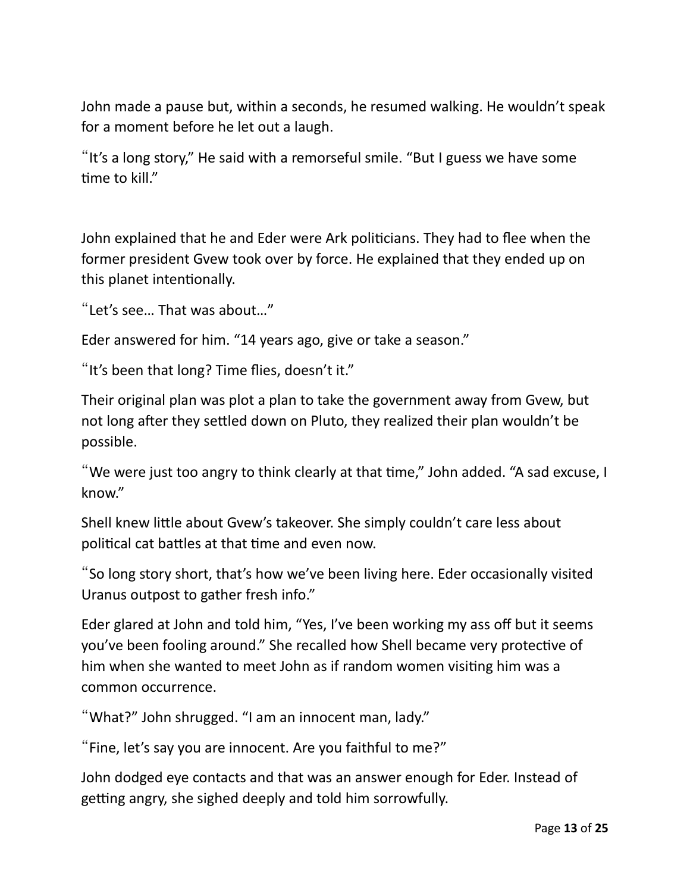John made a pause but, within a seconds, he resumed walking. He wouldn't speak for a moment before he let out a laugh.

"It's a long story," He said with a remorseful smile. "But I guess we have some time to kill."

John explained that he and Eder were Ark politicians. They had to flee when the former president Gvew took over by force. He explained that they ended up on this planet intentionally.

"Let's see… That was about…"

Eder answered for him. "14 years ago, give or take a season."

"It's been that long? Time flies, doesn't it."

Their original plan was plot a plan to take the government away from Gvew, but not long after they settled down on Pluto, they realized their plan wouldn't be possible.

"We were just too angry to think clearly at that time," John added. "A sad excuse, I know."

Shell knew little about Gvew's takeover. She simply couldn't care less about political cat battles at that time and even now.

"So long story short, that's how we've been living here. Eder occasionally visited Uranus outpost to gather fresh info."

Eder glared at John and told him, "Yes, I've been working my ass off but it seems you've been fooling around." She recalled how Shell became very protective of him when she wanted to meet John as if random women visiting him was a common occurrence.

"What?" John shrugged. "I am an innocent man, lady."

"Fine, let's say you are innocent. Are you faithful to me?"

John dodged eye contacts and that was an answer enough for Eder. Instead of getting angry, she sighed deeply and told him sorrowfully.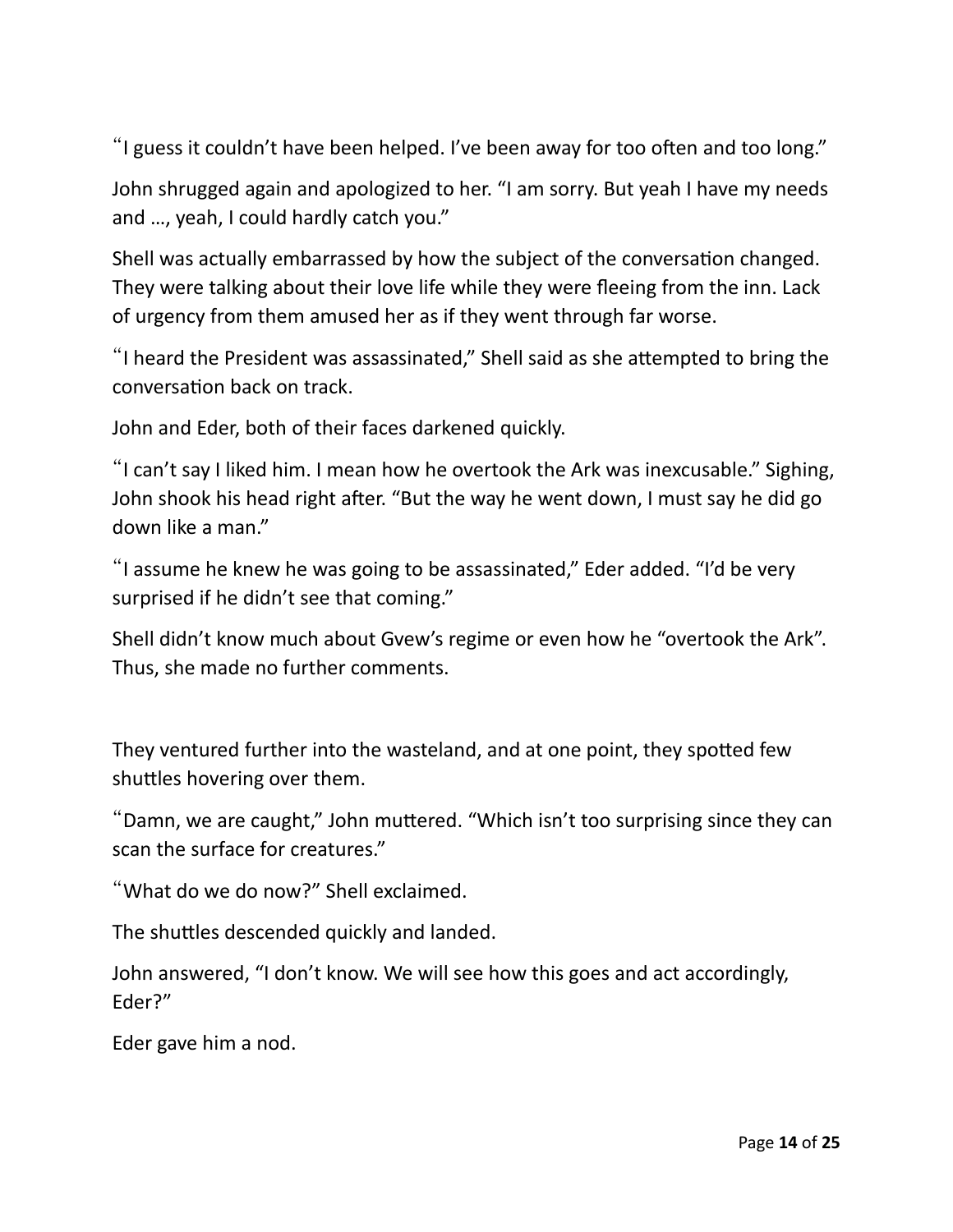"I guess it couldn't have been helped. I've been away for too often and too long."

John shrugged again and apologized to her. "I am sorry. But yeah I have my needs and …, yeah, I could hardly catch you."

Shell was actually embarrassed by how the subject of the conversation changed. They were talking about their love life while they were fleeing from the inn. Lack of urgency from them amused her as if they went through far worse.

"I heard the President was assassinated," Shell said as she attempted to bring the conversation back on track.

John and Eder, both of their faces darkened quickly.

"I can't say I liked him. I mean how he overtook the Ark was inexcusable." Sighing, John shook his head right after. "But the way he went down, I must say he did go down like a man."

"I assume he knew he was going to be assassinated," Eder added. "I'd be very surprised if he didn't see that coming."

Shell didn't know much about Gvew's regime or even how he "overtook the Ark". Thus, she made no further comments.

They ventured further into the wasteland, and at one point, they spotted few shuttles hovering over them.

"Damn, we are caught," John muttered. "Which isn't too surprising since they can scan the surface for creatures."

"What do we do now?" Shell exclaimed.

The shuttles descended quickly and landed.

John answered, "I don't know. We will see how this goes and act accordingly, Eder?"

Eder gave him a nod.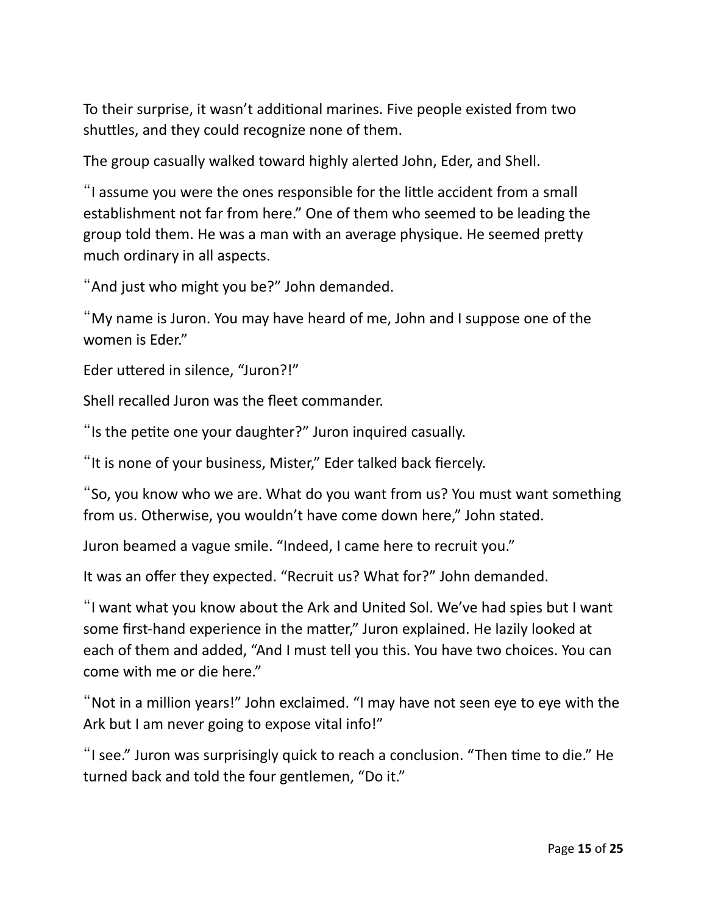To their surprise, it wasn't additional marines. Five people existed from two shuttles, and they could recognize none of them.

The group casually walked toward highly alerted John, Eder, and Shell.

"I assume you were the ones responsible for the little accident from a small establishment not far from here." One of them who seemed to be leading the group told them. He was a man with an average physique. He seemed pretty much ordinary in all aspects.

"And just who might you be?" John demanded.

"My name is Juron. You may have heard of me, John and I suppose one of the women is Eder."

Eder uttered in silence, "Juron?!"

Shell recalled Juron was the fleet commander.

"Is the petite one your daughter?" Juron inquired casually.

"It is none of your business, Mister," Eder talked back fiercely.

"So, you know who we are. What do you want from us? You must want something from us. Otherwise, you wouldn't have come down here," John stated.

Juron beamed a vague smile. "Indeed, I came here to recruit you."

It was an offer they expected. "Recruit us? What for?" John demanded.

"I want what you know about the Ark and United Sol. We've had spies but I want some first-hand experience in the matter," Juron explained. He lazily looked at each of them and added, "And I must tell you this. You have two choices. You can come with me or die here."

"Not in a million years!" John exclaimed. "I may have not seen eye to eye with the Ark but I am never going to expose vital info!"

"I see." Juron was surprisingly quick to reach a conclusion. "Then time to die." He turned back and told the four gentlemen, "Do it."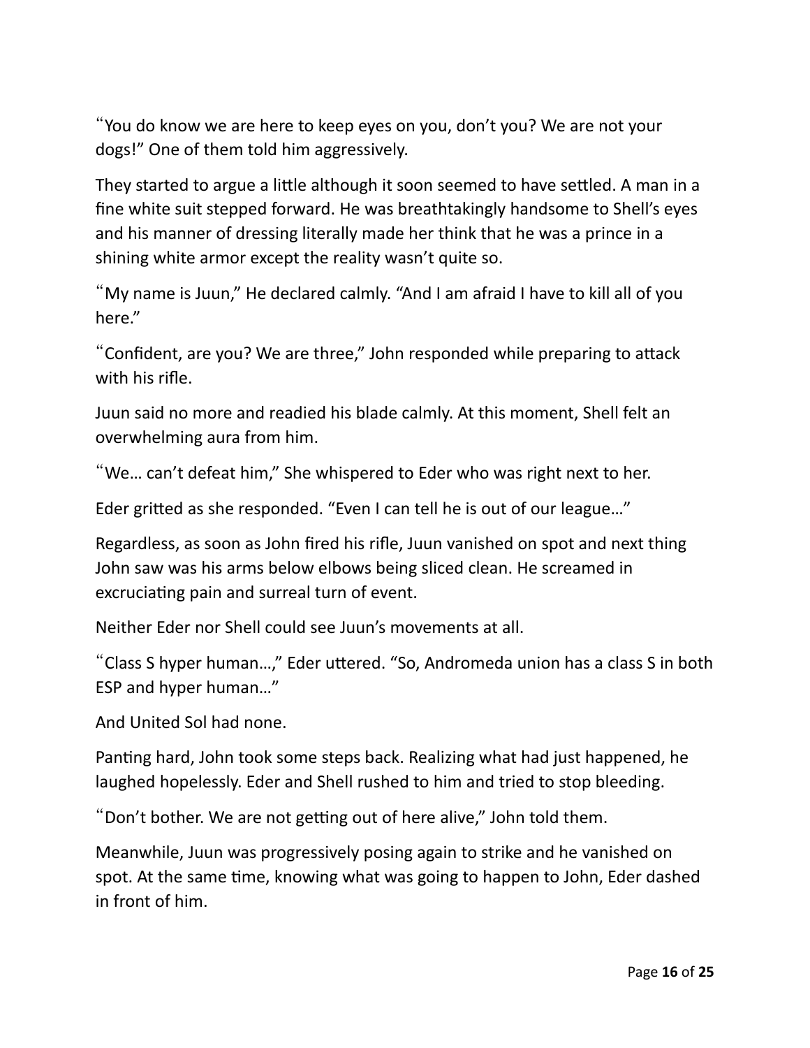"You do know we are here to keep eyes on you, don't you? We are not your dogs!" One of them told him aggressively.

They started to argue a little although it soon seemed to have settled. A man in a fine white suit stepped forward. He was breathtakingly handsome to Shell's eyes and his manner of dressing literally made her think that he was a prince in a shining white armor except the reality wasn't quite so.

"My name is Juun," He declared calmly. "And I am afraid I have to kill all of you here."

"Confident, are you? We are three," John responded while preparing to attack with his rifle.

Juun said no more and readied his blade calmly. At this moment, Shell felt an overwhelming aura from him.

"We… can't defeat him," She whispered to Eder who was right next to her.

Eder gritted as she responded. "Even I can tell he is out of our league…"

Regardless, as soon as John fired his rifle, Juun vanished on spot and next thing John saw was his arms below elbows being sliced clean. He screamed in excruciating pain and surreal turn of event.

Neither Eder nor Shell could see Juun's movements at all.

"Class S hyper human…," Eder uttered. "So, Andromeda union has a class S in both ESP and hyper human…"

And United Sol had none.

Panting hard, John took some steps back. Realizing what had just happened, he laughed hopelessly. Eder and Shell rushed to him and tried to stop bleeding.

"Don't bother. We are not getting out of here alive," John told them.

Meanwhile, Juun was progressively posing again to strike and he vanished on spot. At the same time, knowing what was going to happen to John, Eder dashed in front of him.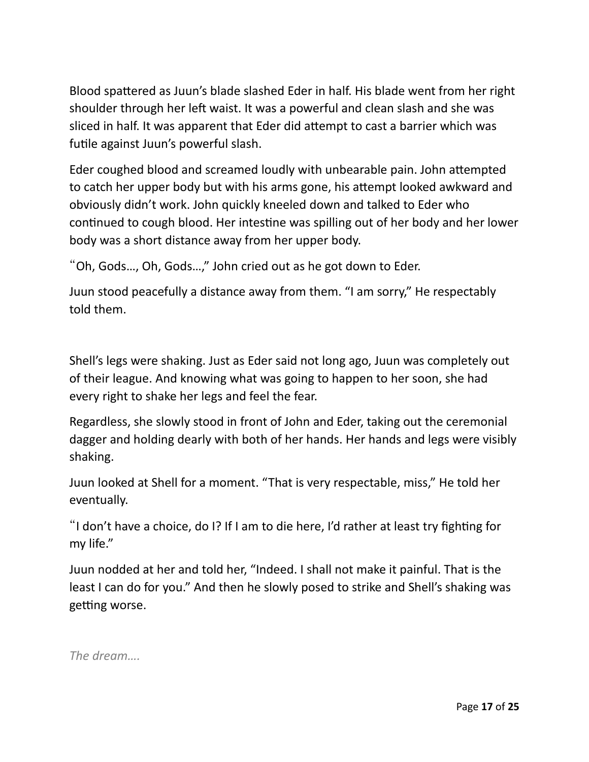Blood spattered as Juun's blade slashed Eder in half. His blade went from her right shoulder through her left waist. It was a powerful and clean slash and she was sliced in half. It was apparent that Eder did attempt to cast a barrier which was futile against Juun's powerful slash.

Eder coughed blood and screamed loudly with unbearable pain. John attempted to catch her upper body but with his arms gone, his attempt looked awkward and obviously didn't work. John quickly kneeled down and talked to Eder who continued to cough blood. Her intestine was spilling out of her body and her lower body was a short distance away from her upper body.

"Oh, Gods…, Oh, Gods…," John cried out as he got down to Eder.

Juun stood peacefully a distance away from them. "I am sorry," He respectably told them.

Shell's legs were shaking. Just as Eder said not long ago, Juun was completely out of their league. And knowing what was going to happen to her soon, she had every right to shake her legs and feel the fear.

Regardless, she slowly stood in front of John and Eder, taking out the ceremonial dagger and holding dearly with both of her hands. Her hands and legs were visibly shaking.

Juun looked at Shell for a moment. "That is very respectable, miss," He told her eventually.

"I don't have a choice, do I? If I am to die here, I'd rather at least try fighting for my life."

Juun nodded at her and told her, "Indeed. I shall not make it painful. That is the least I can do for you." And then he slowly posed to strike and Shell's shaking was getting worse.

*The dream….*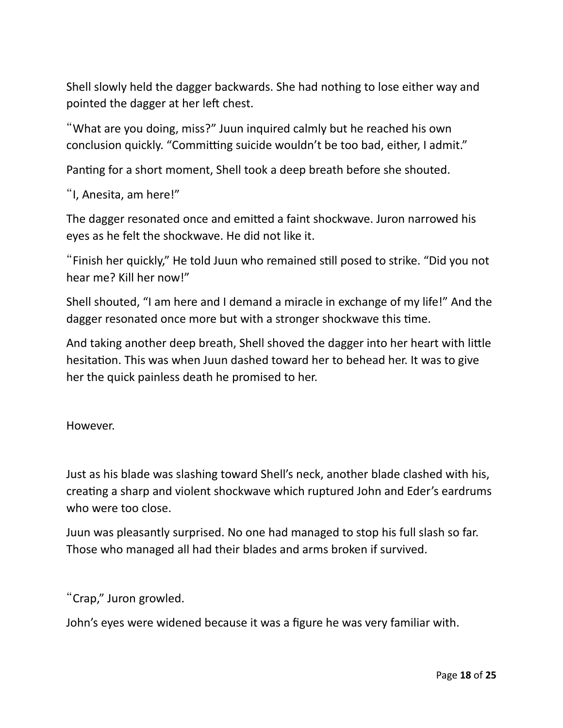Shell slowly held the dagger backwards. She had nothing to lose either way and pointed the dagger at her left chest.

“What are you doing, miss?” Juun inquired calmly but he reached his own conclusion quickly. “Committing suicide wouldn’t be too bad, either, I admit.”

Panting for a short moment, Shell took a deep breath before she shouted.

“I, Anesita, am here!”

The dagger resonated once and emitted a faint shockwave. Juron narrowed his eyes as he felt the shockwave. He did not like it.

“Finish her quickly,” He told Juun who remained still posed to strike. “Did you not hear me? Kill her now!”

Shell shouted, “I am here and I demand a miracle in exchange of my life!” And the dagger resonated once more but with a stronger shockwave this time.

And taking another deep breath, Shell shoved the dagger into her heart with little hesitation. This was when Juun dashed toward her to behead her. It was to give her the quick painless death he promised to her.

However.

Just as his blade was slashing toward Shell’s neck, another blade clashed with his, creating a sharp and violent shockwave which ruptured John and Eder’s eardrums who were too close.

Juun was pleasantly surprised. No one had managed to stop his full slash so far. Those who managed all had their blades and arms broken if survived.

“Crap,” Juron growled.

John’s eyes were widened because it was a figure he was very familiar with.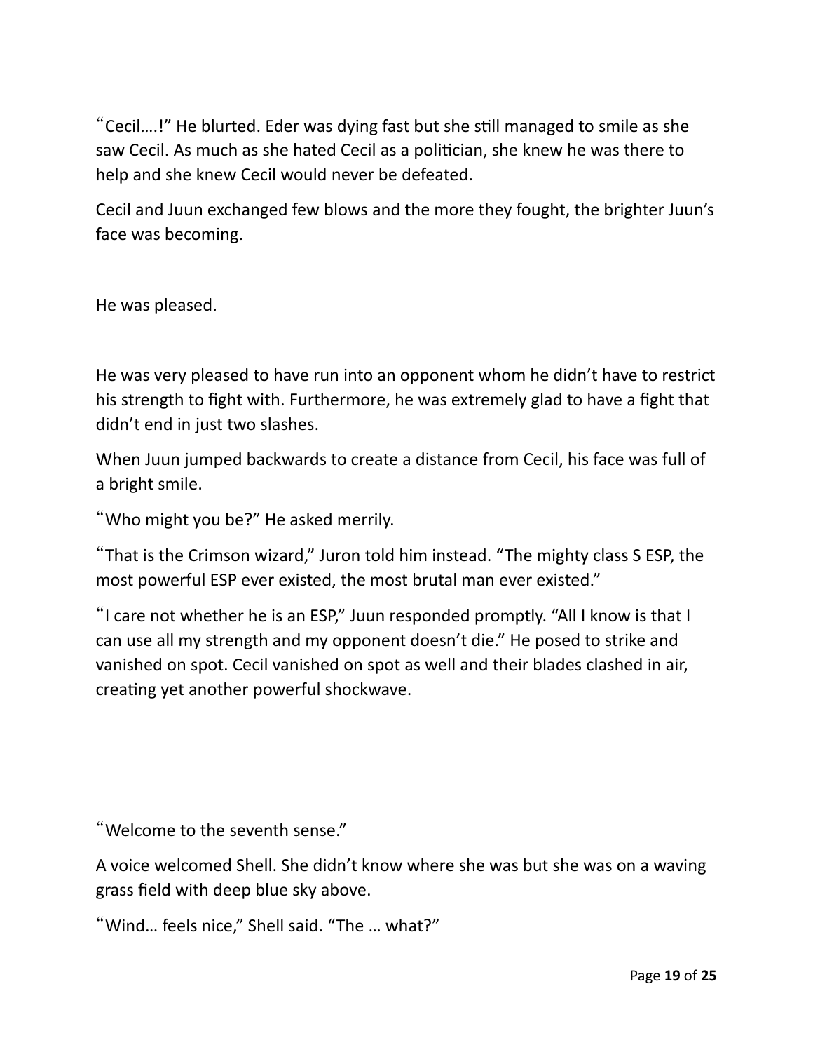“Cecil….!” He blurted. Eder was dying fast but she still managed to smile as she saw Cecil. As much as she hated Cecil as a politician, she knew he was there to help and she knew Cecil would never be defeated.

Cecil and Juun exchanged few blows and the more they fought, the brighter Juun’s face was becoming.

He was pleased.

He was very pleased to have run into an opponent whom he didn’t have to restrict his strength to fight with. Furthermore, he was extremely glad to have a fight that didn’t end in just two slashes.

When Juun jumped backwards to create a distance from Cecil, his face was full of a bright smile.

“Who might you be?” He asked merrily.

“That is the Crimson wizard,” Juron told him instead. “The mighty class S ESP, the most powerful ESP ever existed, the most brutal man ever existed.”

“I care not whether he is an ESP,” Juun responded promptly. “All I know is that I can use all my strength and my opponent doesn’t die.” He posed to strike and vanished on spot. Cecil vanished on spot as well and their blades clashed in air, creating yet another powerful shockwave.

“Welcome to the seventh sense.”

A voice welcomed Shell. She didn’t know where she was but she was on a waving grass field with deep blue sky above.

“Wind… feels nice,” Shell said. “The … what?”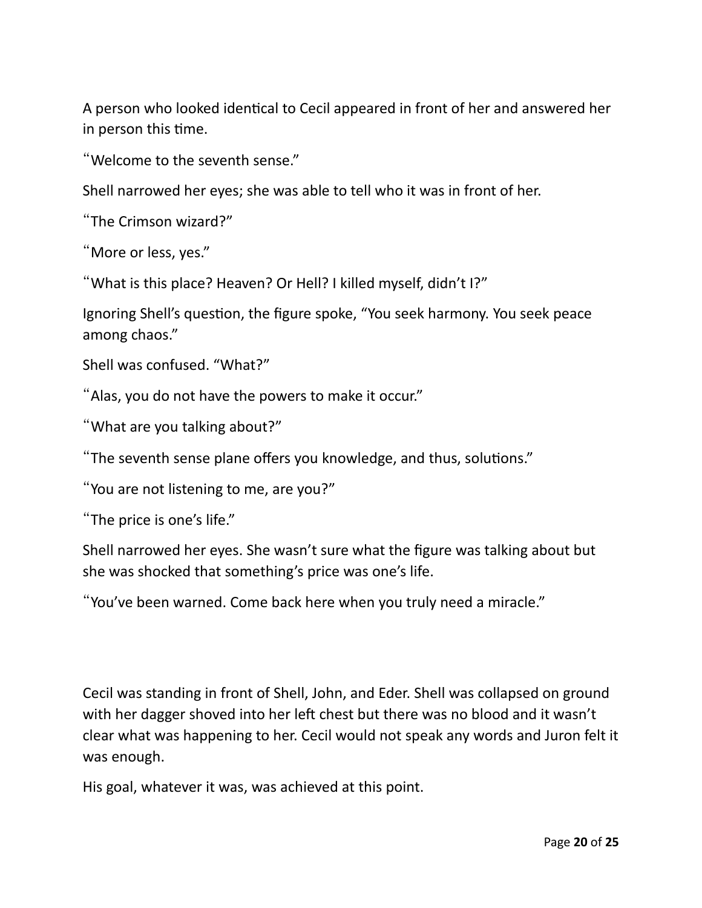A person who looked identical to Cecil appeared in front of her and answered her in person this time.

"Welcome to the seventh sense."

Shell narrowed her eyes; she was able to tell who it was in front of her.

"The Crimson wizard?"

"More or less, yes."

"What is this place? Heaven? Or Hell? I killed myself, didn't I?"

Ignoring Shell's question, the figure spoke, "You seek harmony. You seek peace among chaos."

Shell was confused. "What?"

"Alas, you do not have the powers to make it occur."

"What are you talking about?"

"The seventh sense plane offers you knowledge, and thus, solutions."

"You are not listening to me, are you?"

"The price is one's life."

Shell narrowed her eyes. She wasn't sure what the figure was talking about but she was shocked that something's price was one's life.

"You've been warned. Come back here when you truly need a miracle."

Cecil was standing in front of Shell, John, and Eder. Shell was collapsed on ground with her dagger shoved into her left chest but there was no blood and it wasn't clear what was happening to her. Cecil would not speak any words and Juron felt it was enough.

His goal, whatever it was, was achieved at this point.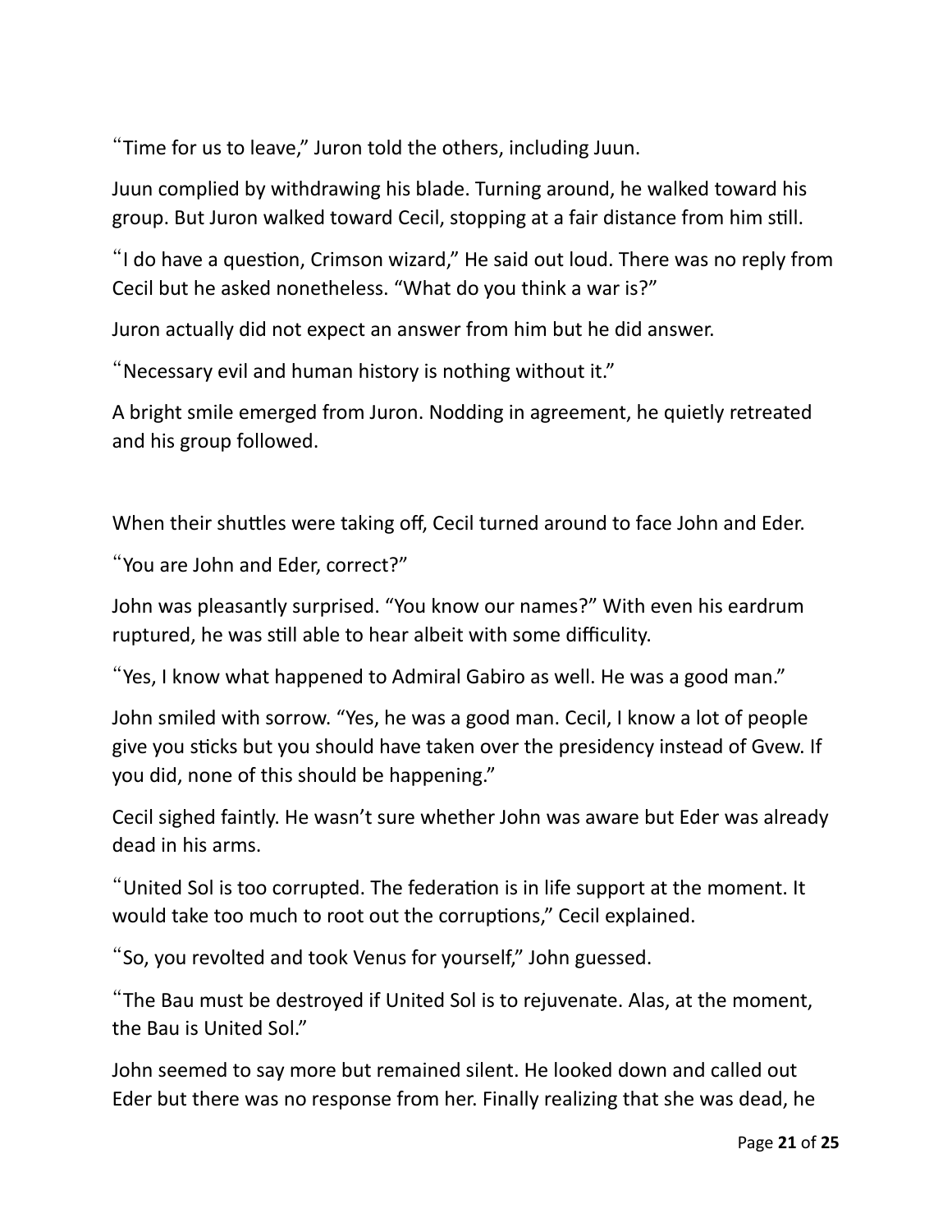"Time for us to leave," Juron told the others, including Juun.

Juun complied by withdrawing his blade. Turning around, he walked toward his group. But Juron walked toward Cecil, stopping at a fair distance from him still.

"I do have a question, Crimson wizard," He said out loud. There was no reply from Cecil but he asked nonetheless. "What do you think a war is?"

Juron actually did not expect an answer from him but he did answer.

"Necessary evil and human history is nothing without it."

A bright smile emerged from Juron. Nodding in agreement, he quietly retreated and his group followed.

When their shuttles were taking off, Cecil turned around to face John and Eder.

"You are John and Eder, correct?"

John was pleasantly surprised. "You know our names?" With even his eardrum ruptured, he was still able to hear albeit with some difficulity.

"Yes, I know what happened to Admiral Gabiro as well. He was a good man."

John smiled with sorrow. "Yes, he was a good man. Cecil, I know a lot of people give you sticks but you should have taken over the presidency instead of Gvew. If you did, none of this should be happening."

Cecil sighed faintly. He wasn't sure whether John was aware but Eder was already dead in his arms.

"United Sol is too corrupted. The federation is in life support at the moment. It would take too much to root out the corruptions," Cecil explained.

"So, you revolted and took Venus for yourself," John guessed.

"The Bau must be destroyed if United Sol is to rejuvenate. Alas, at the moment, the Bau is United Sol."

John seemed to say more but remained silent. He looked down and called out Eder but there was no response from her. Finally realizing that she was dead, he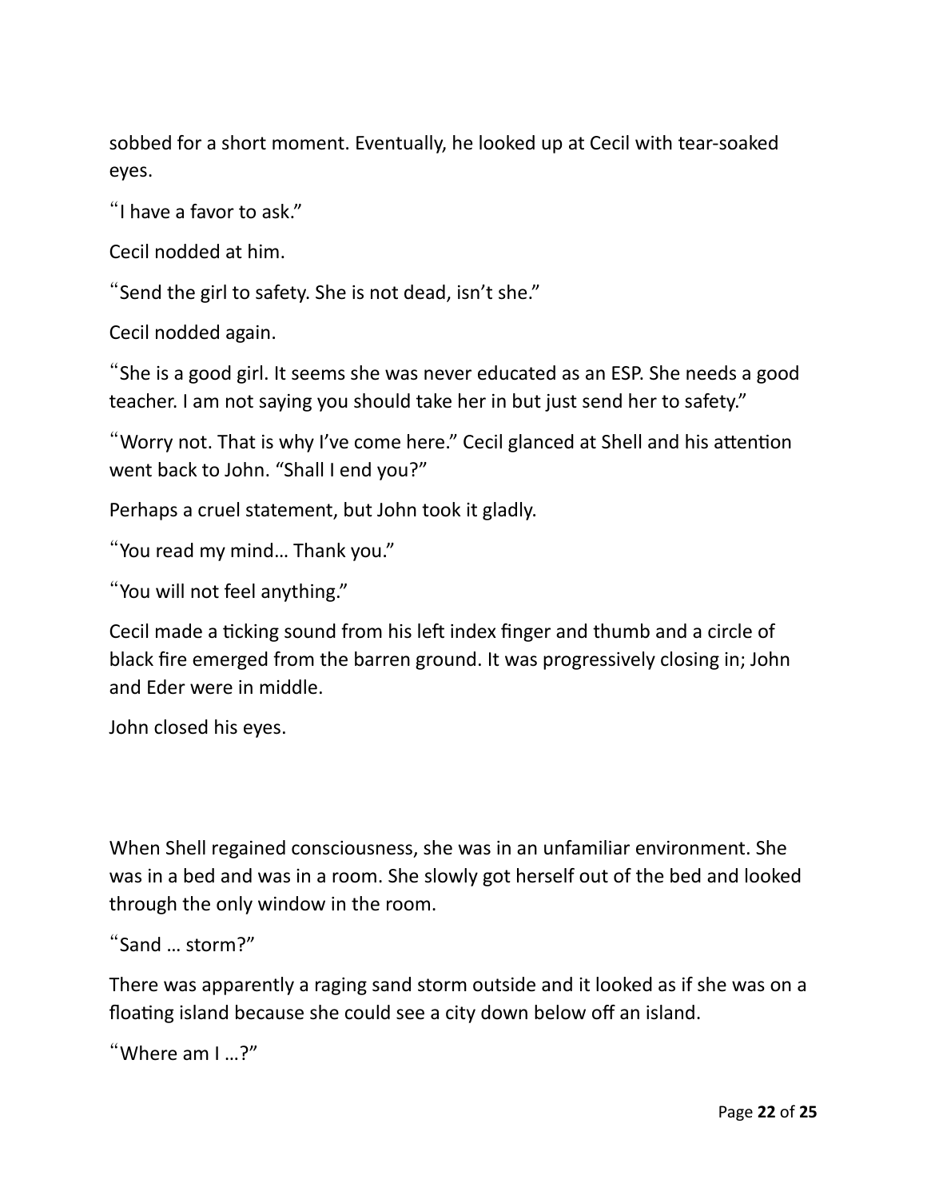sobbed for a short moment. Eventually, he looked up at Cecil with tear-soaked eyes.

"I have a favor to ask."

Cecil nodded at him.

"Send the girl to safety. She is not dead, isn't she."

Cecil nodded again.

"She is a good girl. It seems she was never educated as an ESP. She needs a good teacher. I am not saying you should take her in but just send her to safety."

"Worry not. That is why I've come here." Cecil glanced at Shell and his attention went back to John. "Shall I end you?"

Perhaps a cruel statement, but John took it gladly.

"You read my mind… Thank you."

"You will not feel anything."

Cecil made a ticking sound from his left index finger and thumb and a circle of black fire emerged from the barren ground. It was progressively closing in; John and Eder were in middle.

John closed his eyes.

When Shell regained consciousness, she was in an unfamiliar environment. She was in a bed and was in a room. She slowly got herself out of the bed and looked through the only window in the room.

"Sand … storm?"

There was apparently a raging sand storm outside and it looked as if she was on a floating island because she could see a city down below off an island.

"Where am I …?"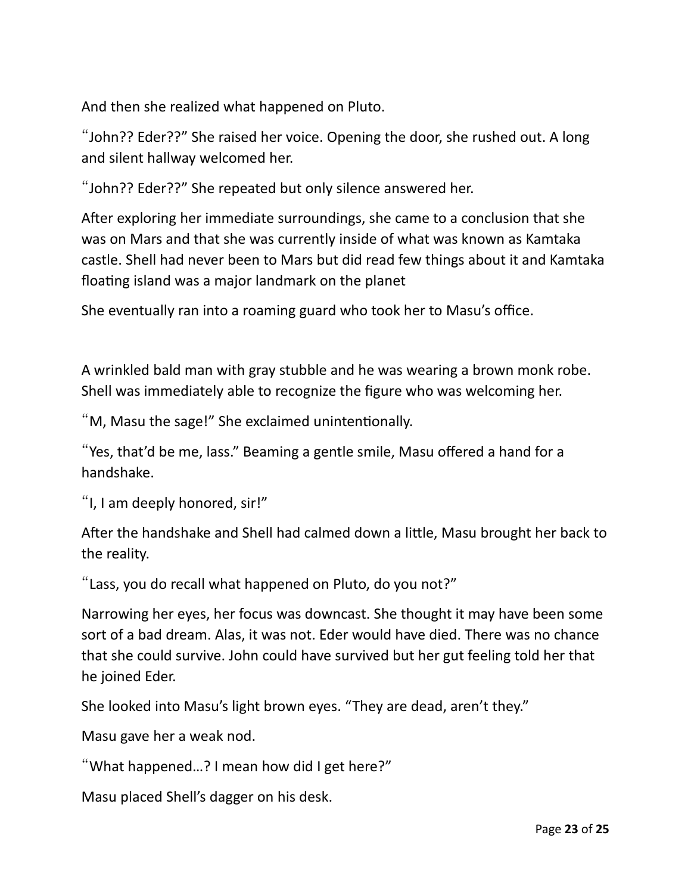And then she realized what happened on Pluto.

“John?? Eder??” She raised her voice. Opening the door, she rushed out. A long and silent hallway welcomed her.

“John?? Eder??” She repeated but only silence answered her.

After exploring her immediate surroundings, she came to a conclusion that she was on Mars and that she was currently inside of what was known as Kamtaka castle. Shell had never been to Mars but did read few things about it and Kamtaka floating island was a major landmark on the planet

She eventually ran into a roaming guard who took her to Masu’s office.

A wrinkled bald man with gray stubble and he was wearing a brown monk robe. Shell was immediately able to recognize the figure who was welcoming her.

“M, Masu the sage!” She exclaimed unintentionally.

“Yes, that’d be me, lass.” Beaming a gentle smile, Masu offered a hand for a handshake.

“I, I am deeply honored, sir!”

After the handshake and Shell had calmed down a little, Masu brought her back to the reality.

“Lass, you do recall what happened on Pluto, do you not?”

Narrowing her eyes, her focus was downcast. She thought it may have been some sort of a bad dream. Alas, it was not. Eder would have died. There was no chance that she could survive. John could have survived but her gut feeling told her that he joined Eder.

She looked into Masu’s light brown eyes. “They are dead, aren’t they.”

Masu gave her a weak nod.

“What happened…? I mean how did I get here?”

Masu placed Shell’s dagger on his desk.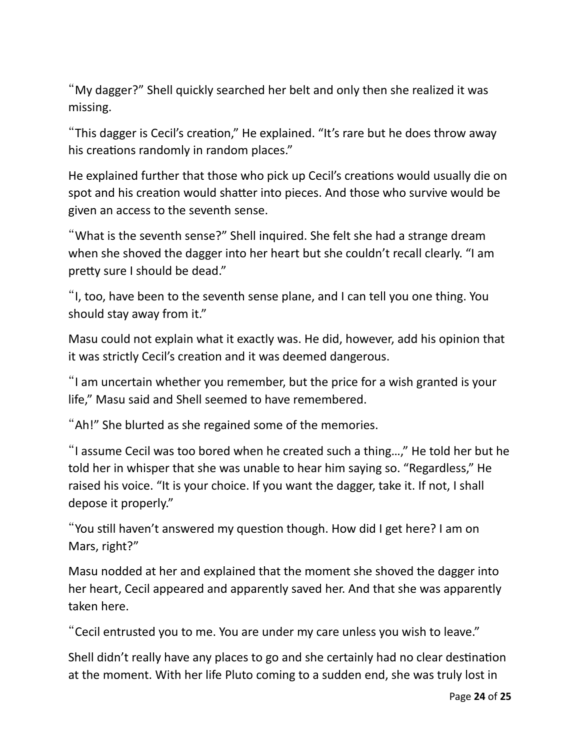"My dagger?" Shell quickly searched her belt and only then she realized it was missing.

"This dagger is Cecil's creation," He explained. "It's rare but he does throw away his creations randomly in random places."

He explained further that those who pick up Cecil's creations would usually die on spot and his creation would shatter into pieces. And those who survive would be given an access to the seventh sense.

"What is the seventh sense?" Shell inquired. She felt she had a strange dream when she shoved the dagger into her heart but she couldn't recall clearly. "I am pretty sure I should be dead."

"I, too, have been to the seventh sense plane, and I can tell you one thing. You should stay away from it."

Masu could not explain what it exactly was. He did, however, add his opinion that it was strictly Cecil's creation and it was deemed dangerous.

"I am uncertain whether you remember, but the price for a wish granted is your life," Masu said and Shell seemed to have remembered.

"Ah!" She blurted as she regained some of the memories.

"I assume Cecil was too bored when he created such a thing…," He told her but he told her in whisper that she was unable to hear him saying so. "Regardless," He raised his voice. "It is your choice. If you want the dagger, take it. If not, I shall depose it properly."

"You still haven't answered my question though. How did I get here? I am on Mars, right?"

Masu nodded at her and explained that the moment she shoved the dagger into her heart, Cecil appeared and apparently saved her. And that she was apparently taken here.

"Cecil entrusted you to me. You are under my care unless you wish to leave."

Shell didn't really have any places to go and she certainly had no clear destination at the moment. With her life Pluto coming to a sudden end, she was truly lost in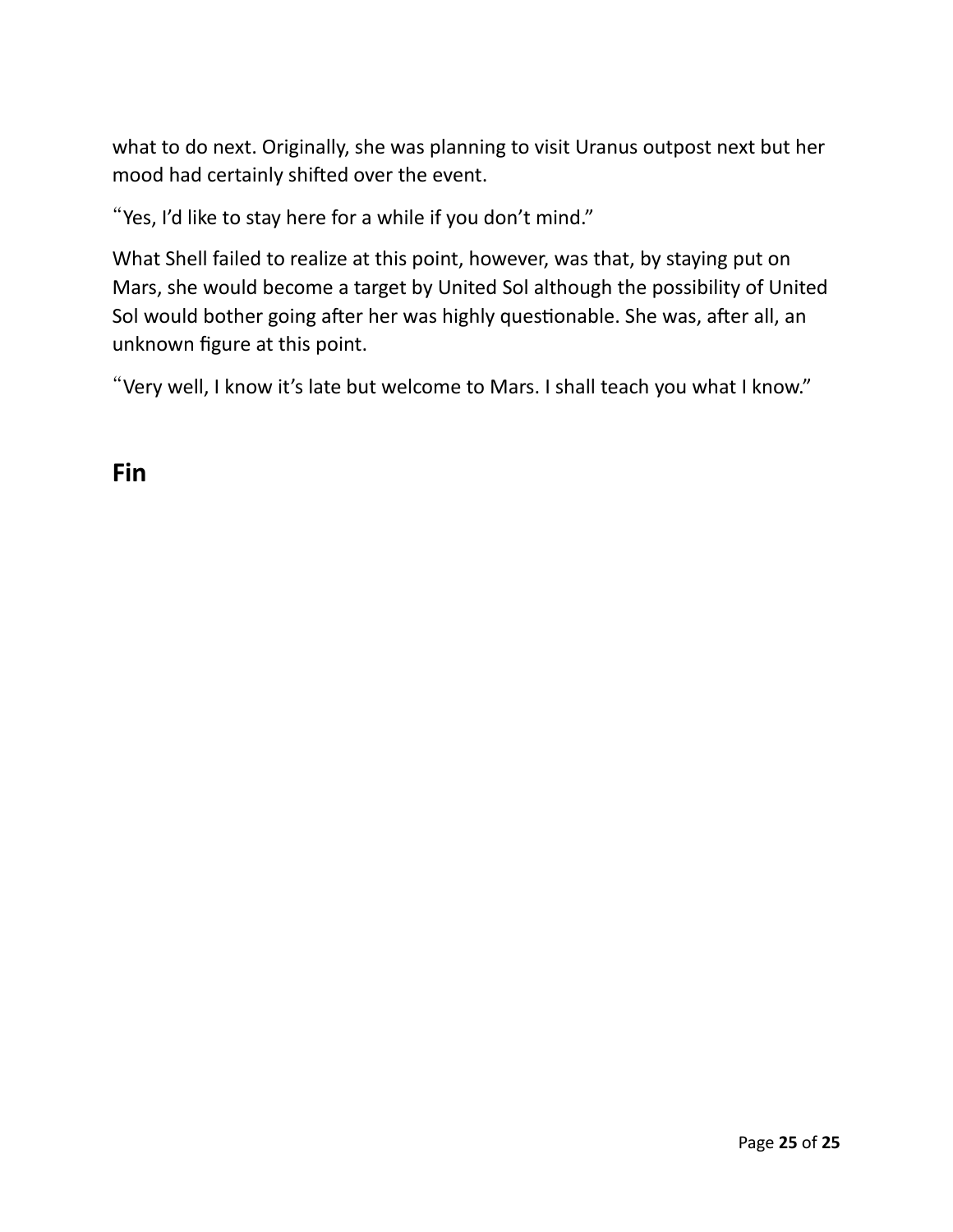what to do next. Originally, she was planning to visit Uranus outpost next but her mood had certainly shifted over the event.

"Yes, I'd like to stay here for a while if you don't mind."

What Shell failed to realize at this point, however, was that, by staying put on Mars, she would become a target by United Sol although the possibility of United Sol would bother going after her was highly questionable. She was, after all, an unknown figure at this point.

"Very well, I know it's late but welcome to Mars. I shall teach you what I know."

## Fin